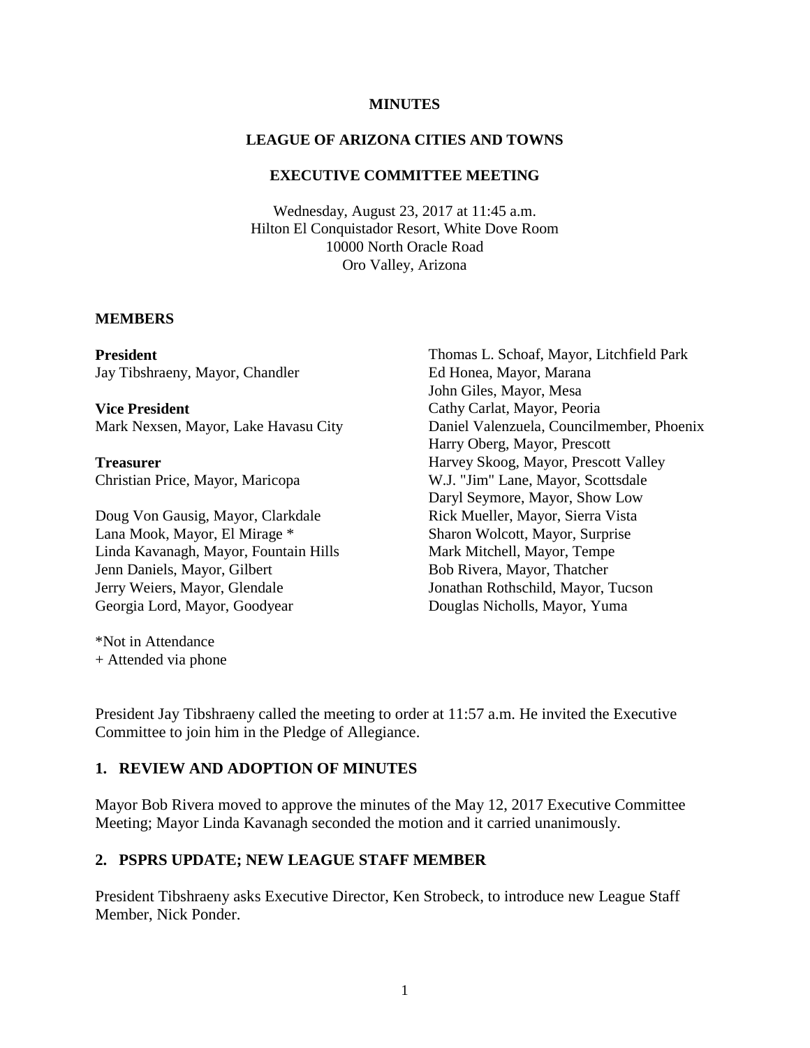**MINUTES**

**LEAGUE OF ARIZONA CITIES AND TOWNS**

**EXECUTIVE COMMITTEE MEETING**

Wednesday, August 23, 2017 at 11:45 a.m.
Hilton El Conquistador Resort, White Dove Room
10000 North Oracle Road
Oro Valley, Arizona

**MEMBERS**

**President**
Jay Tibshraeny, Mayor, Chandler

**Vice President**
Mark Nexsen, Mayor, Lake Havasu City

**Treasurer**
Christian Price, Mayor, Maricopa

Doug Von Gausig, Mayor, Clarkdale
Lana Mook, Mayor, El Mirage *
Linda Kavanagh, Mayor, Fountain Hills
Jenn Daniels, Mayor, Gilbert
Jerry Weiers, Mayor, Glendale
Georgia Lord, Mayor, Goodyear
Thomas L. Schoaf, Mayor, Litchfield Park
Ed Honea, Mayor, Marana
John Giles, Mayor, Mesa
Cathy Carlat, Mayor, Peoria
Daniel Valenzuela, Councilmember, Phoenix
Harry Oberg, Mayor, Prescott
Harvey Skoog, Mayor, Prescott Valley
W.J. "Jim" Lane, Mayor, Scottsdale
Daryl Seymore, Mayor, Show Low
Rick Mueller, Mayor, Sierra Vista
Sharon Wolcott, Mayor, Surprise
Mark Mitchell, Mayor, Tempe
Bob Rivera, Mayor, Thatcher
Jonathan Rothschild, Mayor, Tucson
Douglas Nicholls, Mayor, Yuma

*Not in Attendance
+ Attended via phone

President Jay Tibshraeny called the meeting to order at 11:57 a.m. He invited the Executive Committee to join him in the Pledge of Allegiance.

## 1. REVIEW AND ADOPTION OF MINUTES

Mayor Bob Rivera moved to approve the minutes of the May 12, 2017 Executive Committee Meeting; Mayor Linda Kavanagh seconded the motion and it carried unanimously.

## 2. PSPRS UPDATE; NEW LEAGUE STAFF MEMBER

President Tibshraeny asks Executive Director, Ken Strobeck, to introduce new League Staff Member, Nick Ponder.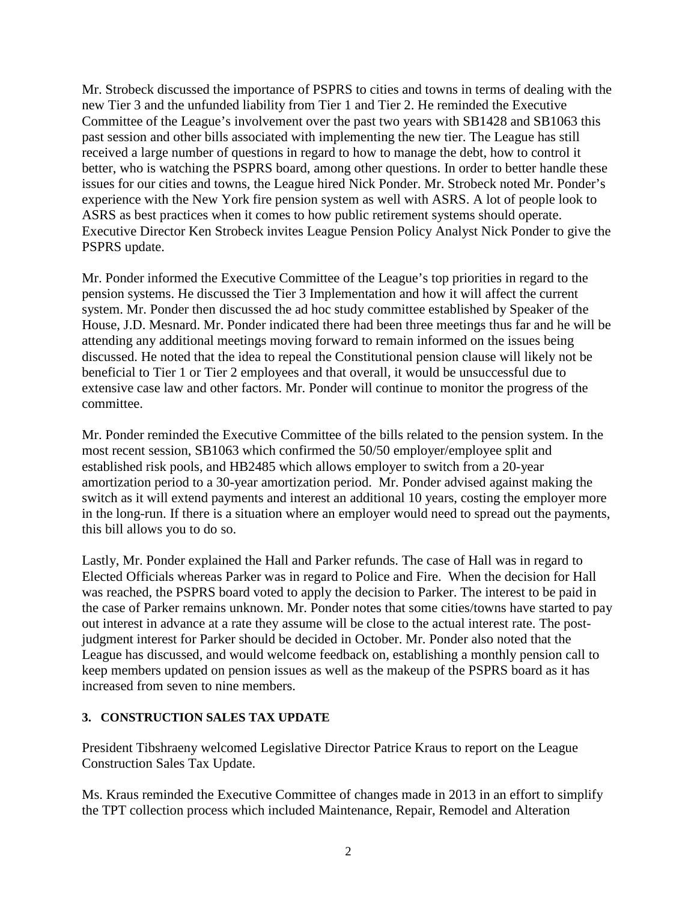Mr. Strobeck discussed the importance of PSPRS to cities and towns in terms of dealing with the new Tier 3 and the unfunded liability from Tier 1 and Tier 2. He reminded the Executive Committee of the League's involvement over the past two years with SB1428 and SB1063 this past session and other bills associated with implementing the new tier. The League has still received a large number of questions in regard to how to manage the debt, how to control it better, who is watching the PSPRS board, among other questions. In order to better handle these issues for our cities and towns, the League hired Nick Ponder. Mr. Strobeck noted Mr. Ponder's experience with the New York fire pension system as well with ASRS. A lot of people look to ASRS as best practices when it comes to how public retirement systems should operate. Executive Director Ken Strobeck invites League Pension Policy Analyst Nick Ponder to give the PSPRS update.

Mr. Ponder informed the Executive Committee of the League's top priorities in regard to the pension systems. He discussed the Tier 3 Implementation and how it will affect the current system. Mr. Ponder then discussed the ad hoc study committee established by Speaker of the House, J.D. Mesnard. Mr. Ponder indicated there had been three meetings thus far and he will be attending any additional meetings moving forward to remain informed on the issues being discussed. He noted that the idea to repeal the Constitutional pension clause will likely not be beneficial to Tier 1 or Tier 2 employees and that overall, it would be unsuccessful due to extensive case law and other factors. Mr. Ponder will continue to monitor the progress of the committee.

Mr. Ponder reminded the Executive Committee of the bills related to the pension system. In the most recent session, SB1063 which confirmed the 50/50 employer/employee split and established risk pools, and HB2485 which allows employer to switch from a 20-year amortization period to a 30-year amortization period. Mr. Ponder advised against making the switch as it will extend payments and interest an additional 10 years, costing the employer more in the long-run. If there is a situation where an employer would need to spread out the payments, this bill allows you to do so.

Lastly, Mr. Ponder explained the Hall and Parker refunds. The case of Hall was in regard to Elected Officials whereas Parker was in regard to Police and Fire. When the decision for Hall was reached, the PSPRS board voted to apply the decision to Parker. The interest to be paid in the case of Parker remains unknown. Mr. Ponder notes that some cities/towns have started to pay out interest in advance at a rate they assume will be close to the actual interest rate. The post-judgment interest for Parker should be decided in October. Mr. Ponder also noted that the League has discussed, and would welcome feedback on, establishing a monthly pension call to keep members updated on pension issues as well as the makeup of the PSPRS board as it has increased from seven to nine members.

**3. CONSTRUCTION SALES TAX UPDATE**

President Tibshraeny welcomed Legislative Director Patrice Kraus to report on the League Construction Sales Tax Update.

Ms. Kraus reminded the Executive Committee of changes made in 2013 in an effort to simplify the TPT collection process which included Maintenance, Repair, Remodel and Alteration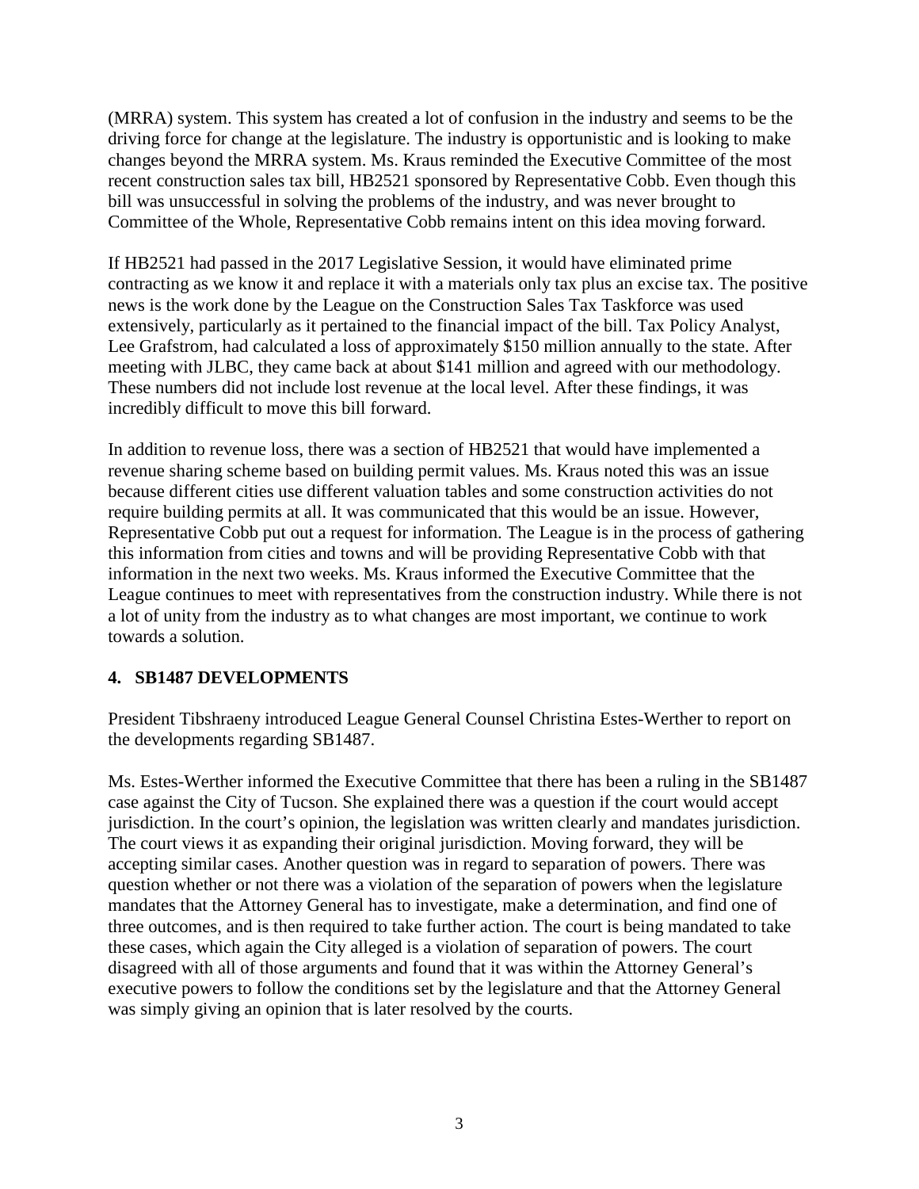(MRRA) system. This system has created a lot of confusion in the industry and seems to be the driving force for change at the legislature. The industry is opportunistic and is looking to make changes beyond the MRRA system. Ms. Kraus reminded the Executive Committee of the most recent construction sales tax bill, HB2521 sponsored by Representative Cobb. Even though this bill was unsuccessful in solving the problems of the industry, and was never brought to Committee of the Whole, Representative Cobb remains intent on this idea moving forward.

If HB2521 had passed in the 2017 Legislative Session, it would have eliminated prime contracting as we know it and replace it with a materials only tax plus an excise tax. The positive news is the work done by the League on the Construction Sales Tax Taskforce was used extensively, particularly as it pertained to the financial impact of the bill. Tax Policy Analyst, Lee Grafstrom, had calculated a loss of approximately $150 million annually to the state. After meeting with JLBC, they came back at about $141 million and agreed with our methodology. These numbers did not include lost revenue at the local level. After these findings, it was incredibly difficult to move this bill forward.

In addition to revenue loss, there was a section of HB2521 that would have implemented a revenue sharing scheme based on building permit values. Ms. Kraus noted this was an issue because different cities use different valuation tables and some construction activities do not require building permits at all. It was communicated that this would be an issue. However, Representative Cobb put out a request for information. The League is in the process of gathering this information from cities and towns and will be providing Representative Cobb with that information in the next two weeks. Ms. Kraus informed the Executive Committee that the League continues to meet with representatives from the construction industry. While there is not a lot of unity from the industry as to what changes are most important, we continue to work towards a solution.

## 4. SB1487 DEVELOPMENTS

President Tibshraeny introduced League General Counsel Christina Estes-Werther to report on the developments regarding SB1487.

Ms. Estes-Werther informed the Executive Committee that there has been a ruling in the SB1487 case against the City of Tucson. She explained there was a question if the court would accept jurisdiction. In the court's opinion, the legislation was written clearly and mandates jurisdiction. The court views it as expanding their original jurisdiction. Moving forward, they will be accepting similar cases. Another question was in regard to separation of powers. There was question whether or not there was a violation of the separation of powers when the legislature mandates that the Attorney General has to investigate, make a determination, and find one of three outcomes, and is then required to take further action. The court is being mandated to take these cases, which again the City alleged is a violation of separation of powers. The court disagreed with all of those arguments and found that it was within the Attorney General's executive powers to follow the conditions set by the legislature and that the Attorney General was simply giving an opinion that is later resolved by the courts.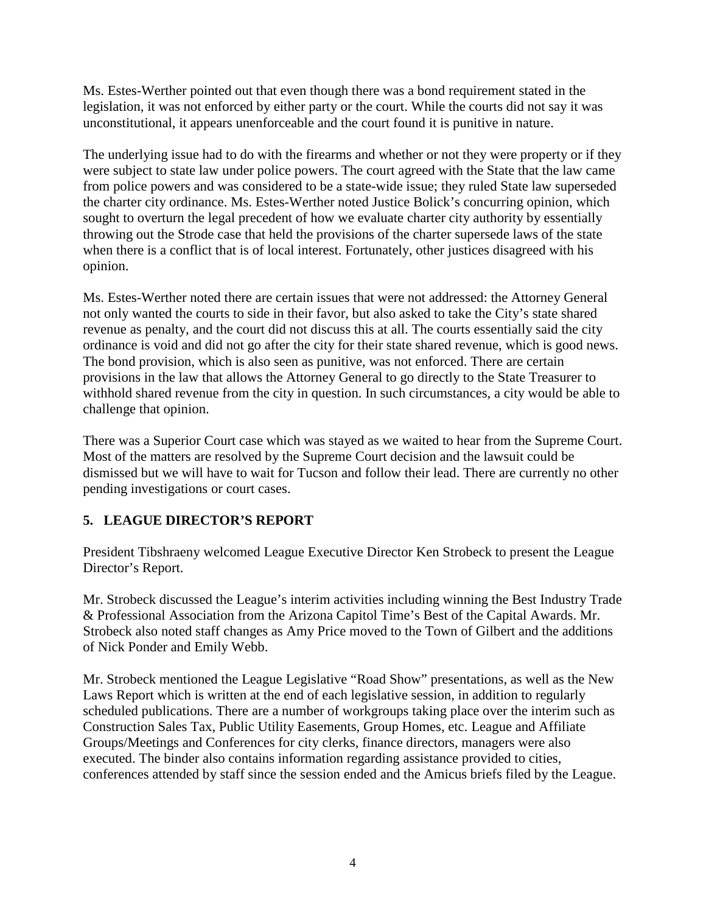Ms. Estes-Werther pointed out that even though there was a bond requirement stated in the legislation, it was not enforced by either party or the court. While the courts did not say it was unconstitutional, it appears unenforceable and the court found it is punitive in nature.

The underlying issue had to do with the firearms and whether or not they were property or if they were subject to state law under police powers. The court agreed with the State that the law came from police powers and was considered to be a state-wide issue; they ruled State law superseded the charter city ordinance. Ms. Estes-Werther noted Justice Bolick's concurring opinion, which sought to overturn the legal precedent of how we evaluate charter city authority by essentially throwing out the Strode case that held the provisions of the charter supersede laws of the state when there is a conflict that is of local interest. Fortunately, other justices disagreed with his opinion.

Ms. Estes-Werther noted there are certain issues that were not addressed: the Attorney General not only wanted the courts to side in their favor, but also asked to take the City's state shared revenue as penalty, and the court did not discuss this at all. The courts essentially said the city ordinance is void and did not go after the city for their state shared revenue, which is good news. The bond provision, which is also seen as punitive, was not enforced. There are certain provisions in the law that allows the Attorney General to go directly to the State Treasurer to withhold shared revenue from the city in question. In such circumstances, a city would be able to challenge that opinion.

There was a Superior Court case which was stayed as we waited to hear from the Supreme Court. Most of the matters are resolved by the Supreme Court decision and the lawsuit could be dismissed but we will have to wait for Tucson and follow their lead. There are currently no other pending investigations or court cases.

## 5. LEAGUE DIRECTOR'S REPORT

President Tibshraeny welcomed League Executive Director Ken Strobeck to present the League Director's Report.

Mr. Strobeck discussed the League's interim activities including winning the Best Industry Trade & Professional Association from the Arizona Capitol Time's Best of the Capital Awards. Mr. Strobeck also noted staff changes as Amy Price moved to the Town of Gilbert and the additions of Nick Ponder and Emily Webb.

Mr. Strobeck mentioned the League Legislative "Road Show" presentations, as well as the New Laws Report which is written at the end of each legislative session, in addition to regularly scheduled publications. There are a number of workgroups taking place over the interim such as Construction Sales Tax, Public Utility Easements, Group Homes, etc. League and Affiliate Groups/Meetings and Conferences for city clerks, finance directors, managers were also executed. The binder also contains information regarding assistance provided to cities, conferences attended by staff since the session ended and the Amicus briefs filed by the League.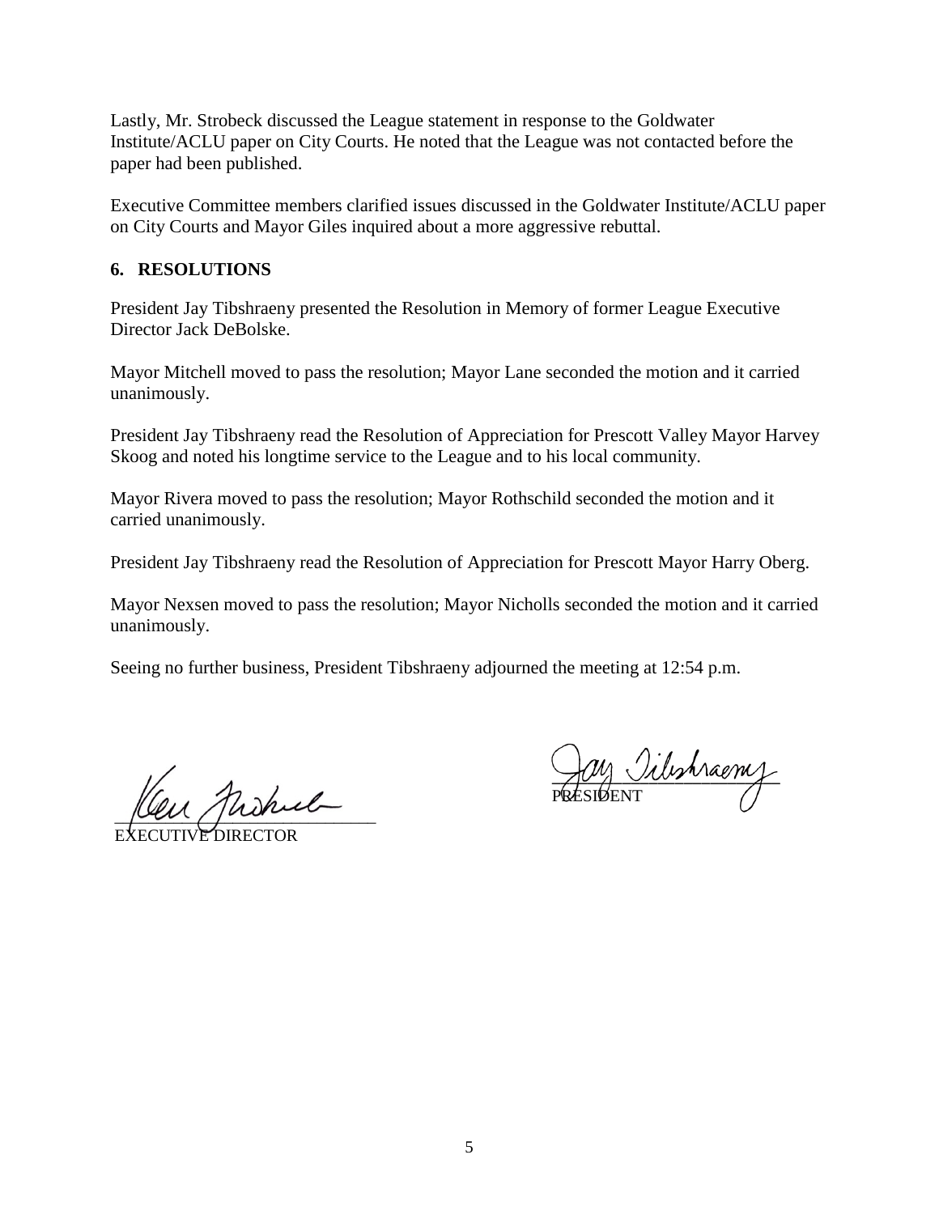Lastly, Mr. Strobeck discussed the League statement in response to the Goldwater Institute/ACLU paper on City Courts. He noted that the League was not contacted before the paper had been published.

Executive Committee members clarified issues discussed in the Goldwater Institute/ACLU paper on City Courts and Mayor Giles inquired about a more aggressive rebuttal.

## 6. RESOLUTIONS

President Jay Tibshraeny presented the Resolution in Memory of former League Executive Director Jack DeBolske.

Mayor Mitchell moved to pass the resolution; Mayor Lane seconded the motion and it carried unanimously.

President Jay Tibshraeny read the Resolution of Appreciation for Prescott Valley Mayor Harvey Skoog and noted his longtime service to the League and to his local community.

Mayor Rivera moved to pass the resolution; Mayor Rothschild seconded the motion and it carried unanimously.

President Jay Tibshraeny read the Resolution of Appreciation for Prescott Mayor Harry Oberg.

Mayor Nexsen moved to pass the resolution; Mayor Nicholls seconded the motion and it carried unanimously.

Seeing no further business, President Tibshraeny adjourned the meeting at 12:54 p.m.

EXECUTIVE DIRECTOR

PRESIDENT